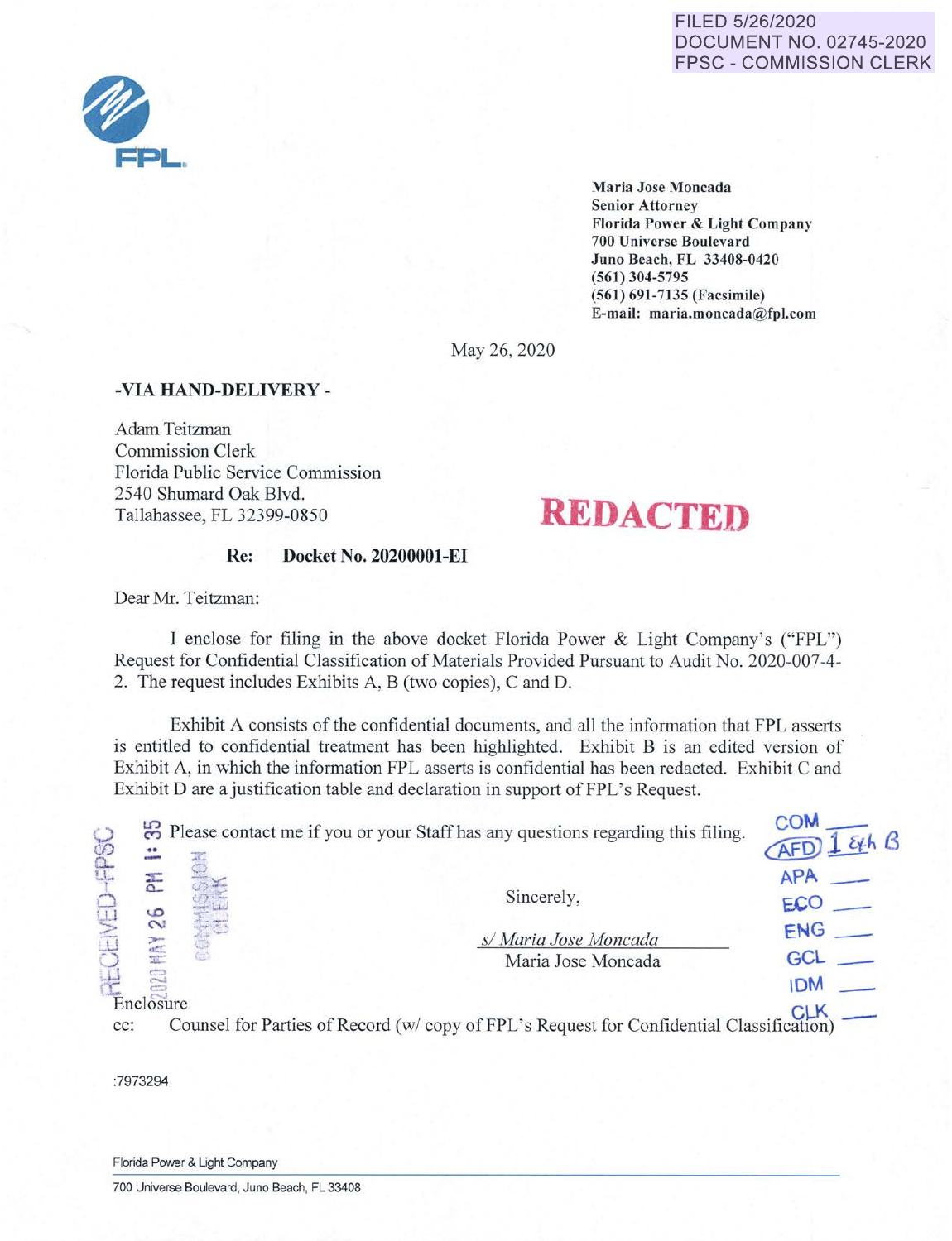FILED 5/26/2020
DOCUMENT NO. 02745-2020
FPSC - COMMISSION CLERK

**Maria Jose Moncada**
**Senior Attorney**
**Florida Power & Light Company**
**700 Universe Boulevard**
**Juno Beach, FL 33408-0420**
**(561) 304-5795**
**(561) 691-7135 (Facsimile)**
**E-mail: maria.moncada@fpl.com**

May 26, 2020

**-VIA HAND-DELIVERY -**

Adam Teitzman
Commission Clerk
Florida Public Service Commission
2540 Shumard Oak Blvd.
Tallahassee, FL 32399-0850

**REDACTED**

**Re: Docket No. 20200001-EI**

Dear Mr. Teitzman:

I enclose for filing in the above docket Florida Power & Light Company's ("FPL") Request for Confidential Classification of Materials Provided Pursuant to Audit No. 2020-007-4-2. The request includes Exhibits A, B (two copies), C and D.

Exhibit A consists of the confidential documents, and all the information that FPL asserts is entitled to confidential treatment has been highlighted. Exhibit B is an edited version of Exhibit A, in which the information FPL asserts is confidential has been redacted. Exhibit C and Exhibit D are a justification table and declaration in support of FPL's Request.

Please contact me if you or your Staff has any questions regarding this filing.

Sincerely,

*s/ Maria Jose Moncada*
Maria Jose Moncada

Enclosure
cc: Counsel for Parties of Record (w/ copy of FPL's Request for Confidential Classification)

RECEIVED-FPSC 2020 MAY 26 PM 1:35 COMMISSION CLERK

COM ___
AFD 1 & B
APA ___
ECO ___
ENG ___
GCL ___
IDM ___
CLK ___

:7973294

Florida Power & Light Company
700 Universe Boulevard, Juno Beach, FL 33408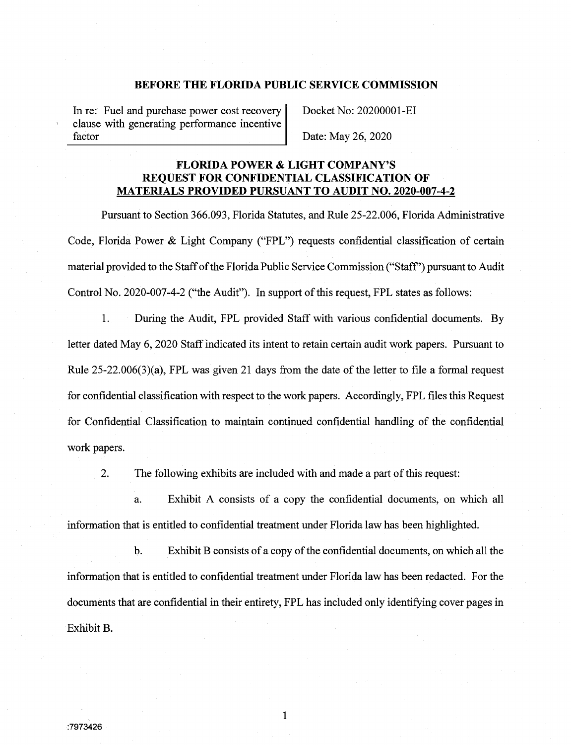**BEFORE THE FLORIDA PUBLIC SERVICE COMMISSION**

| In re: Fuel and purchase power cost recovery clause with generating performance incentive factor | Docket No: 20200001-EI<br><br>Date: May 26, 2020 |
|---|---|

**FLORIDA POWER & LIGHT COMPANY'S REQUEST FOR CONFIDENTIAL CLASSIFICATION OF MATERIALS PROVIDED PURSUANT TO AUDIT NO. 2020-007-4-2**

Pursuant to Section 366.093, Florida Statutes, and Rule 25-22.006, Florida Administrative Code, Florida Power & Light Company ("FPL") requests confidential classification of certain material provided to the Staff of the Florida Public Service Commission ("Staff") pursuant to Audit Control No. 2020-007-4-2 ("the Audit"). In support of this request, FPL states as follows:

1. During the Audit, FPL provided Staff with various confidential documents. By letter dated May 6, 2020 Staff indicated its intent to retain certain audit work papers. Pursuant to Rule 25-22.006(3)(a), FPL was given 21 days from the date of the letter to file a formal request for confidential classification with respect to the work papers. Accordingly, FPL files this Request for Confidential Classification to maintain continued confidential handling of the confidential work papers.

2. The following exhibits are included with and made a part of this request:

   a. Exhibit A consists of a copy the confidential documents, on which all information that is entitled to confidential treatment under Florida law has been highlighted.

   b. Exhibit B consists of a copy of the confidential documents, on which all the information that is entitled to confidential treatment under Florida law has been redacted. For the documents that are confidential in their entirety, FPL has included only identifying cover pages in Exhibit B.

:7973426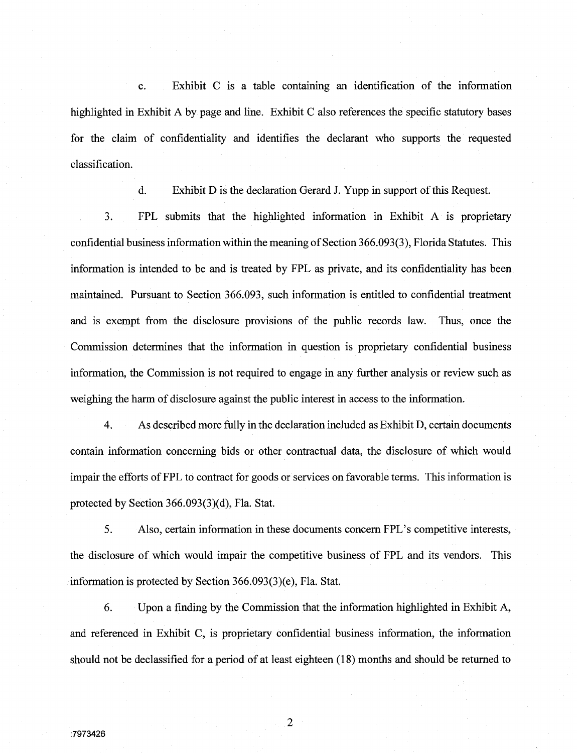c. Exhibit C is a table containing an identification of the information highlighted in Exhibit A by page and line. Exhibit C also references the specific statutory bases for the claim of confidentiality and identifies the declarant who supports the requested classification.

d. Exhibit D is the declaration Gerard J. Yupp in support of this Request.

3. FPL submits that the highlighted information in Exhibit A is proprietary confidential business information within the meaning of Section 366.093(3), Florida Statutes. This information is intended to be and is treated by FPL as private, and its confidentiality has been maintained. Pursuant to Section 366.093, such information is entitled to confidential treatment and is exempt from the disclosure provisions of the public records law. Thus, once the Commission determines that the information in question is proprietary confidential business information, the Commission is not required to engage in any further analysis or review such as weighing the harm of disclosure against the public interest in access to the information.

4. As described more fully in the declaration included as Exhibit D, certain documents contain information concerning bids or other contractual data, the disclosure of which would impair the efforts of FPL to contract for goods or services on favorable terms. This information is protected by Section 366.093(3)(d), Fla. Stat.

5. Also, certain information in these documents concern FPL's competitive interests, the disclosure of which would impair the competitive business of FPL and its vendors. This information is protected by Section 366.093(3)(e), Fla. Stat.

6. Upon a finding by the Commission that the information highlighted in Exhibit A, and referenced in Exhibit C, is proprietary confidential business information, the information should not be declassified for a period of at least eighteen (18) months and should be returned to

:7973426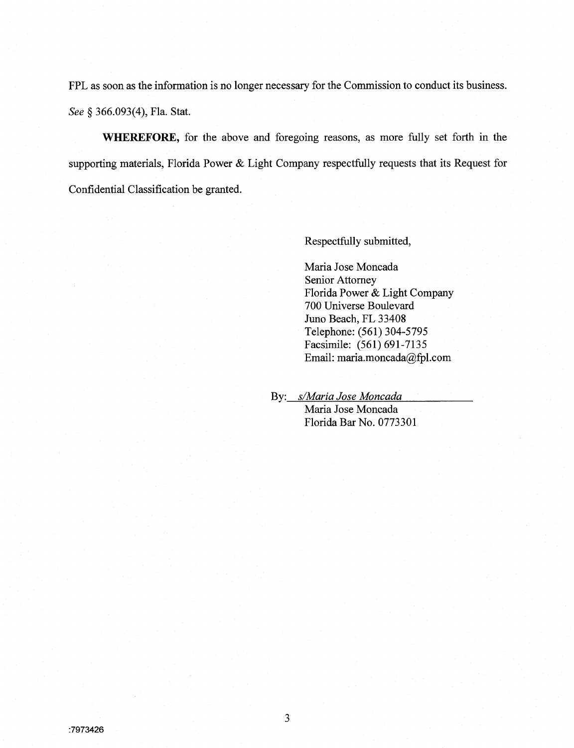FPL as soon as the information is no longer necessary for the Commission to conduct its business. *See* § 366.093(4), Fla. Stat.

**WHEREFORE,** for the above and foregoing reasons, as more fully set forth in the supporting materials, Florida Power & Light Company respectfully requests that its Request for Confidential Classification be granted.

Respectfully submitted,

Maria Jose Moncada
Senior Attorney
Florida Power & Light Company
700 Universe Boulevard
Juno Beach, FL 33408
Telephone: (561) 304-5795
Facsimile: (561) 691-7135
Email: maria.moncada@fpl.com

By: *s/Maria Jose Moncada*
Maria Jose Moncada
Florida Bar No. 0773301

:7973426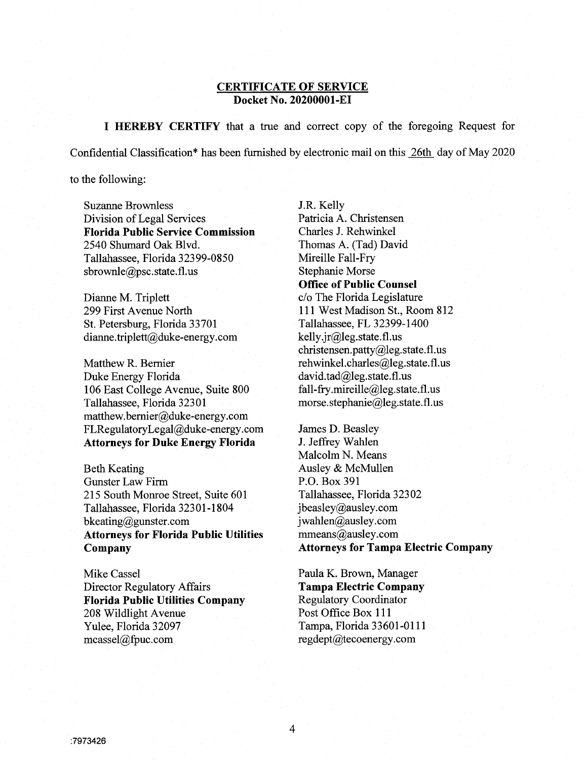**CERTIFICATE OF SERVICE**
**Docket No. 20200001-EI**

**I HEREBY CERTIFY** that a true and correct copy of the foregoing Request for Confidential Classification* has been furnished by electronic mail on this 26th day of May 2020 to the following:

Suzanne Brownless
Division of Legal Services
**Florida Public Service Commission**
2540 Shumard Oak Blvd.
Tallahassee, Florida 32399-0850
sbrownle@psc.state.fl.us

Dianne M. Triplett
299 First Avenue North
St. Petersburg, Florida 33701
dianne.triplett@duke-energy.com

Matthew R. Bernier
Duke Energy Florida
106 East College Avenue, Suite 800
Tallahassee, Florida 32301
matthew.bernier@duke-energy.com
FLRegulatoryLegal@duke-energy.com
**Attorneys for Duke Energy Florida**

Beth Keating
Gunster Law Firm
215 South Monroe Street, Suite 601
Tallahassee, Florida 32301-1804
bkeating@gunster.com
**Attorneys for Florida Public Utilities Company**

Mike Cassel
Director Regulatory Affairs
**Florida Public Utilities Company**
208 Wildlight Avenue
Yulee, Florida 32097
mcassel@fpuc.com

J.R. Kelly
Patricia A. Christensen
Charles J. Rehwinkel
Thomas A. (Tad) David
Mireille Fall-Fry
Stephanie Morse
**Office of Public Counsel**
c/o The Florida Legislature
111 West Madison St., Room 812
Tallahassee, FL 32399-1400
kelly.jr@leg.state.fl.us
christensen.patty@leg.state.fl.us
rehwinkel.charles@leg.state.fl.us
david.tad@leg.state.fl.us
fall-fry.mireille@leg.state.fl.us
morse.stephanie@leg.state.fl.us

James D. Beasley
J. Jeffrey Wahlen
Malcolm N. Means
Ausley & McMullen
P.O. Box 391
Tallahassee, Florida 32302
jbeasley@ausley.com
jwahlen@ausley.com
mmeans@ausley.com
**Attorneys for Tampa Electric Company**

Paula K. Brown, Manager
**Tampa Electric Company**
Regulatory Coordinator
Post Office Box 111
Tampa, Florida 33601-0111
regdept@tecoenergy.com

:7973426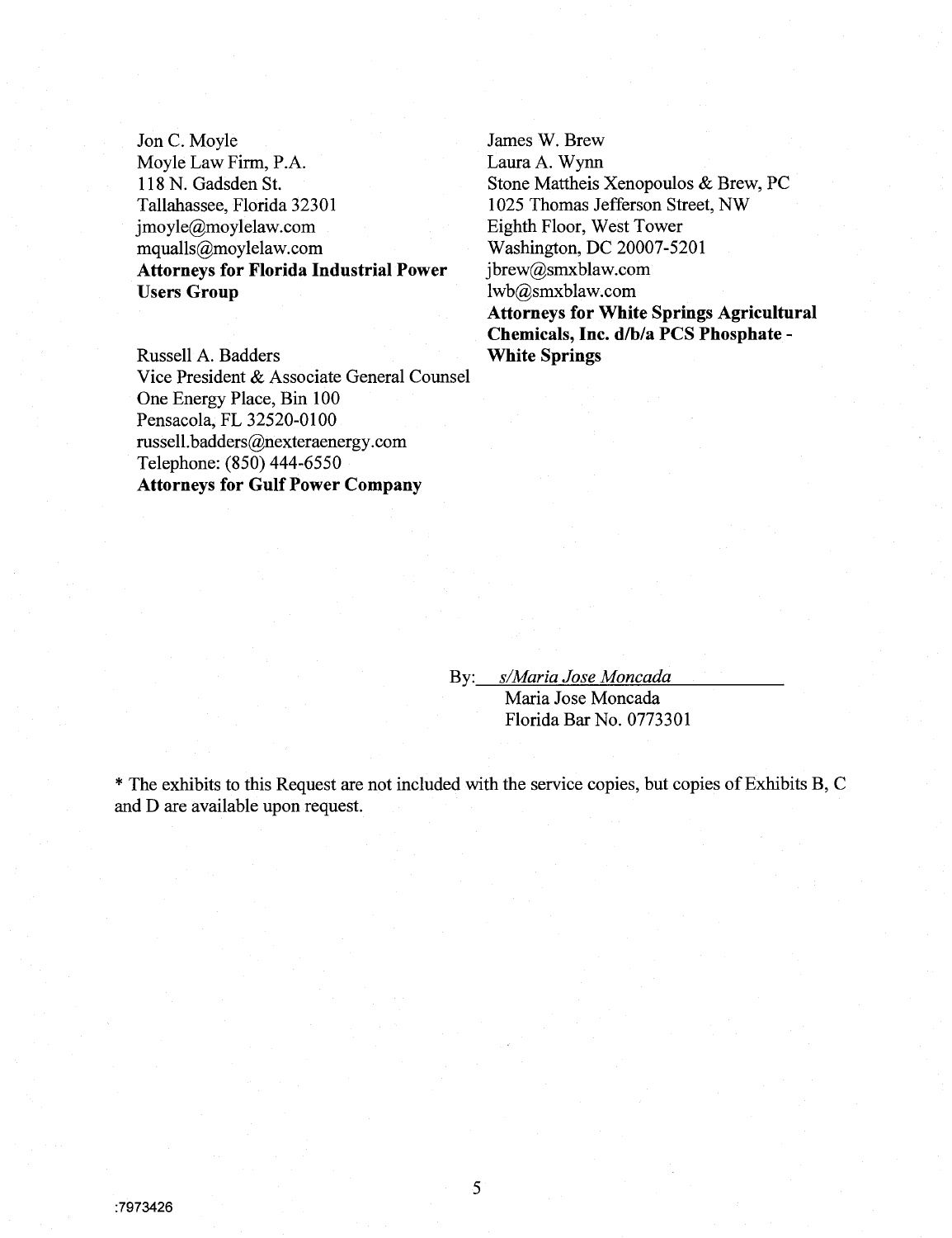Jon C. Moyle
Moyle Law Firm, P.A.
118 N. Gadsden St.
Tallahassee, Florida 32301
jmoyle@moylelaw.com
mqualls@moylelaw.com
**Attorneys for Florida Industrial Power Users Group**

Russell A. Badders
Vice President & Associate General Counsel
One Energy Place, Bin 100
Pensacola, FL 32520-0100
russell.badders@nexteraenergy.com
Telephone: (850) 444-6550
**Attorneys for Gulf Power Company**

James W. Brew
Laura A. Wynn
Stone Mattheis Xenopoulos & Brew, PC
1025 Thomas Jefferson Street, NW
Eighth Floor, West Tower
Washington, DC 20007-5201
jbrew@smxblaw.com
lwb@smxblaw.com
**Attorneys for White Springs Agricultural Chemicals, Inc. d/b/a PCS Phosphate - White Springs**

By: *s/Maria Jose Moncada*
Maria Jose Moncada
Florida Bar No. 0773301

* The exhibits to this Request are not included with the service copies, but copies of Exhibits B, C and D are available upon request.

:7973426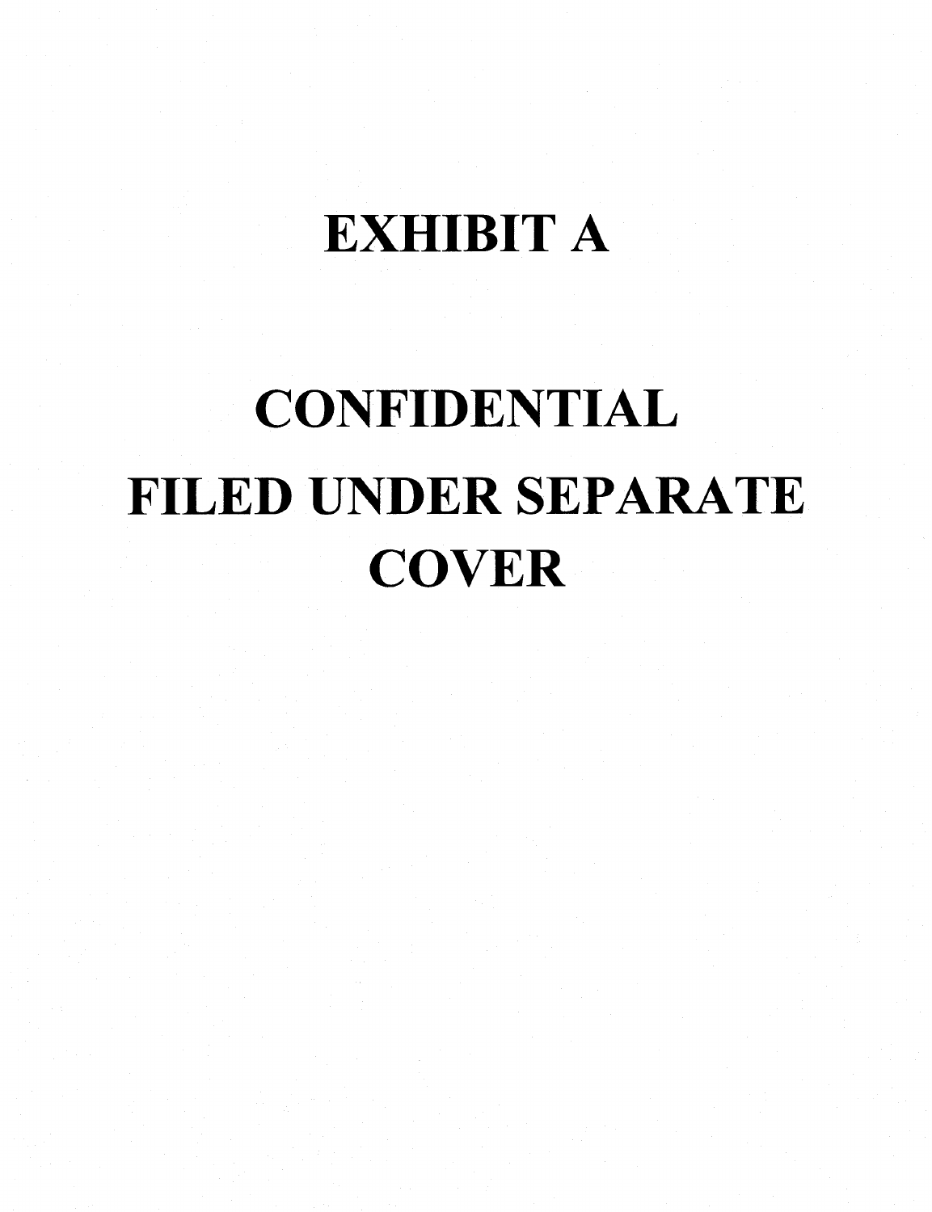# EXHIBIT A

# CONFIDENTIAL

# FILED UNDER SEPARATE COVER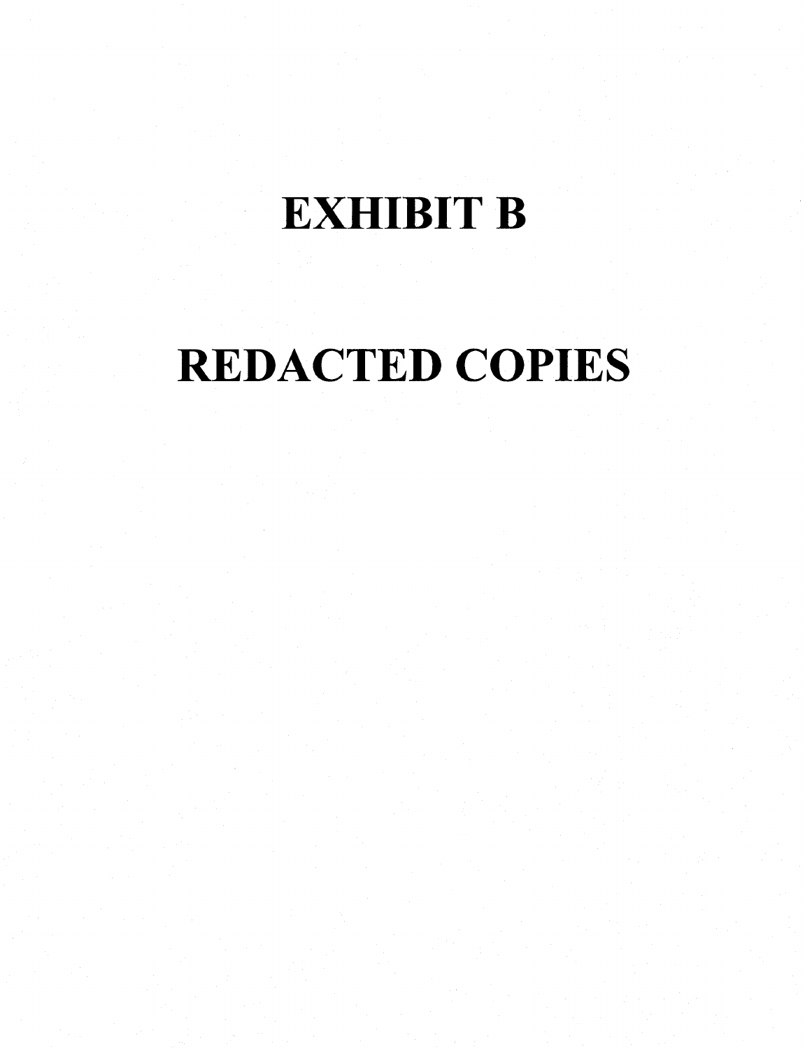# EXHIBIT B

# REDACTED COPIES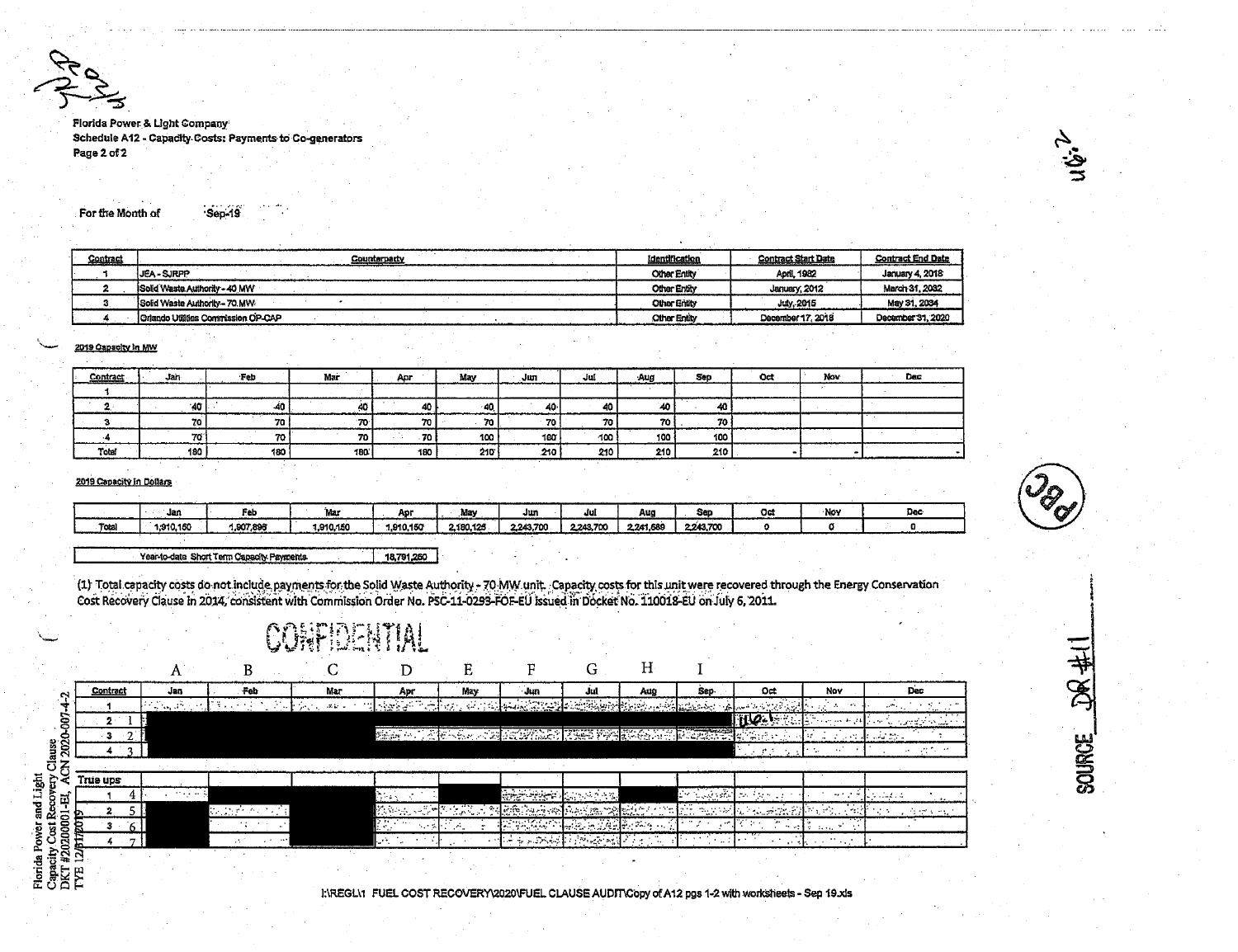Florida Power & Light Company
Schedule A12 - Capacity Costs: Payments to Co-generators
Page 2 of 2

For the Month of Sep-19

| Contract | Counterparty | Identification | Contract Start Date | Contract End Date |
|---|---|---|---|---|
| 1 | JEA - SJRPP | Other Entity | April, 1982 | January 4, 2018 |
| 2 | Solid Waste Authority - 40 MW | Other Entity | January, 2012 | March 31, 2032 |
| 3 | Solid Waste Authority - 70 MW | Other Entity | July, 2015 | May 31, 2034 |
| 4 | Orlando Utilities Commission OP-CAP | Other Entity | December 17, 2018 | December 31, 2020 |

2019 Capacity in MW

| Contract | Jan | Feb | Mar | Apr | May | Jun | Jul | Aug | Sep | Oct | Nov | Dec |
|---|---|---|---|---|---|---|---|---|---|---|---|---|
| 1 | | | | | | | | | | | | |
| 2 | 40 | 40 | 40 | 40 | 40 | 40 | 40 | 40 | 40 | | | |
| 3 | 70 | 70 | 70 | 70 | 70 | 70 | 70 | 70 | 70 | | | |
| 4 | 70 | 70 | 70 | 70 | 100 | 100 | 100 | 100 | 100 | | | |
| Total | 180 | 180 | 180 | 180 | 210 | 210 | 210 | 210 | 210 | - | - | - |

2019 Capacity in Dollars

| | Jan | Feb | Mar | Apr | May | Jun | Jul | Aug | Sep | Oct | Nov | Dec |
|---|---|---|---|---|---|---|---|---|---|---|---|---|
| Total | 1,910,150 | 1,907,898 | 1,910,150 | 1,910,150 | 2,180,125 | 2,243,700 | 2,243,700 | 2,241,689 | 2,243,700 | 0 | 0 | 0 |

| Year-to-date Short Term Capacity Payments | 18,791,260 |
|---|---|

(1) Total capacity costs do not include payments for the Solid Waste Authority - 70 MW unit. Capacity costs for this unit were recovered through the Energy Conservation Cost Recovery Clause in 2014, consistent with Commission Order No. PSC-11-0293-FOF-EU issued in Docket No. 110018-EU on July 6, 2011.

CONFIDENTIAL

| | A | B | C | D | E | F | G | H | I | | | |
|---|---|---|---|---|---|---|---|---|---|---|---|---|
| Contract | Jan | Feb | Mar | Apr | May | Jun | Jul | Aug | Sep | Oct | Nov | Dec |
| 1 | | | | | | | | | | | | |
| 2 (1) | | | | | | | | | | | | |
| 3 (2) | | | | | | | | | | | | |
| 4 (3) | | | | | | | | | | | | |
| True ups | | | | | | | | | | | | |
| 1 (4) | | | | | | | | | | | | |
| 2 (5) | | | | | | | | | | | | |
| 3 (6) | | | | | | | | | | | | |
| 4 (7) | | | | | | | | | | | | |

Florida Power and Light
Capacity Cost Recovery Clause
DKT #20200001-EI, ACN 2020-007-4-2
TYE 12/31/2019

SOURCE DR #11

I:\REGL\1 FUEL COST RECOVERY\2020\FUEL CLAUSE AUDIT\Copy of A12 pgs 1-2 with worksheets - Sep 19.xls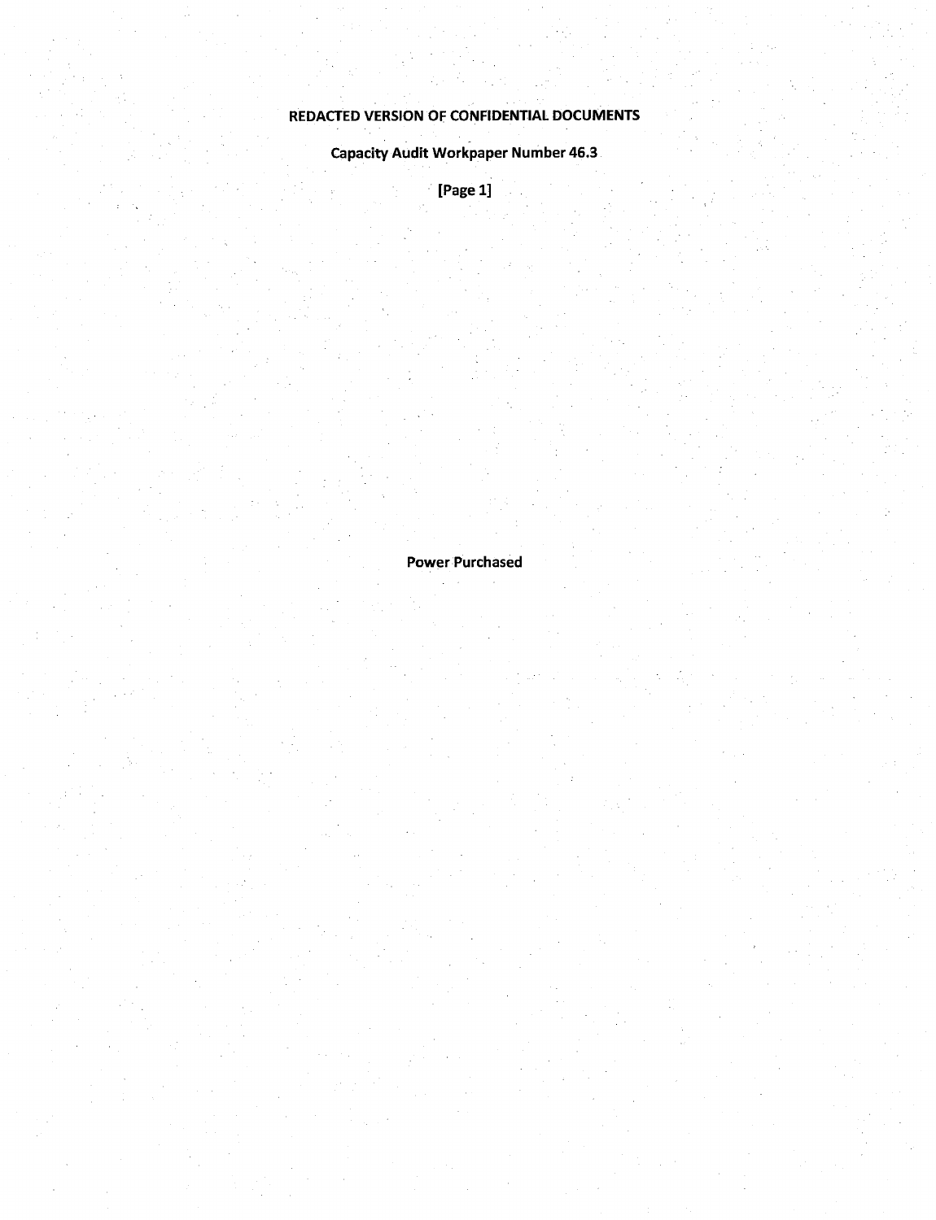**REDACTED VERSION OF CONFIDENTIAL DOCUMENTS**

**Capacity Audit Workpaper Number 46.3**

**[Page 1]**

**Power Purchased**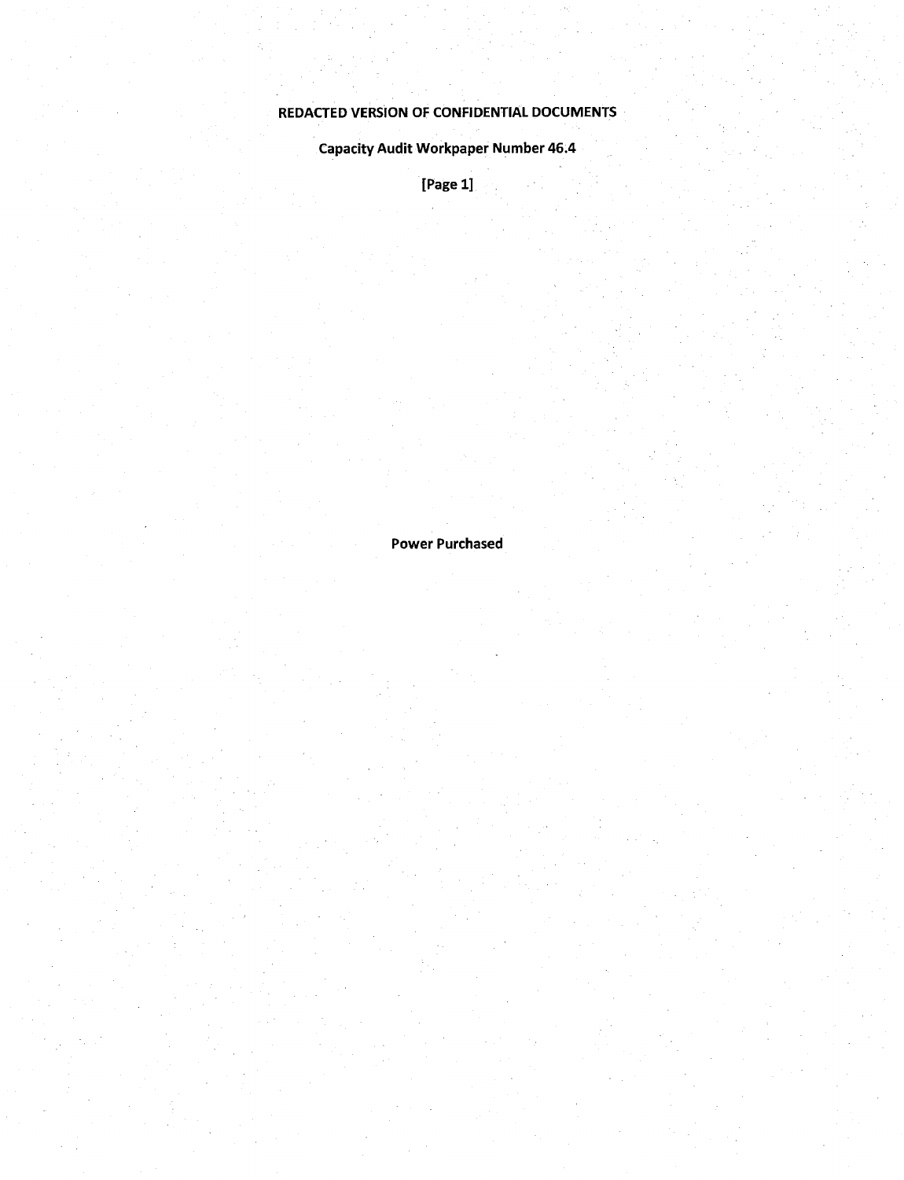**REDACTED VERSION OF CONFIDENTIAL DOCUMENTS**

**Capacity Audit Workpaper Number 46.4**

**[Page 1]**

**Power Purchased**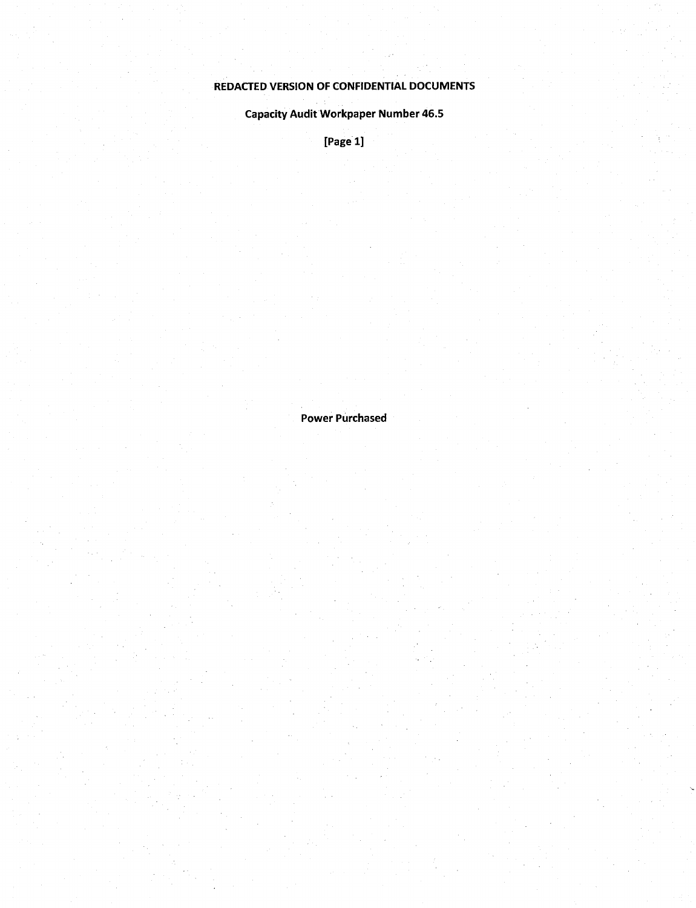**REDACTED VERSION OF CONFIDENTIAL DOCUMENTS**

**Capacity Audit Workpaper Number 46.5**

**[Page 1]**

**Power Purchased**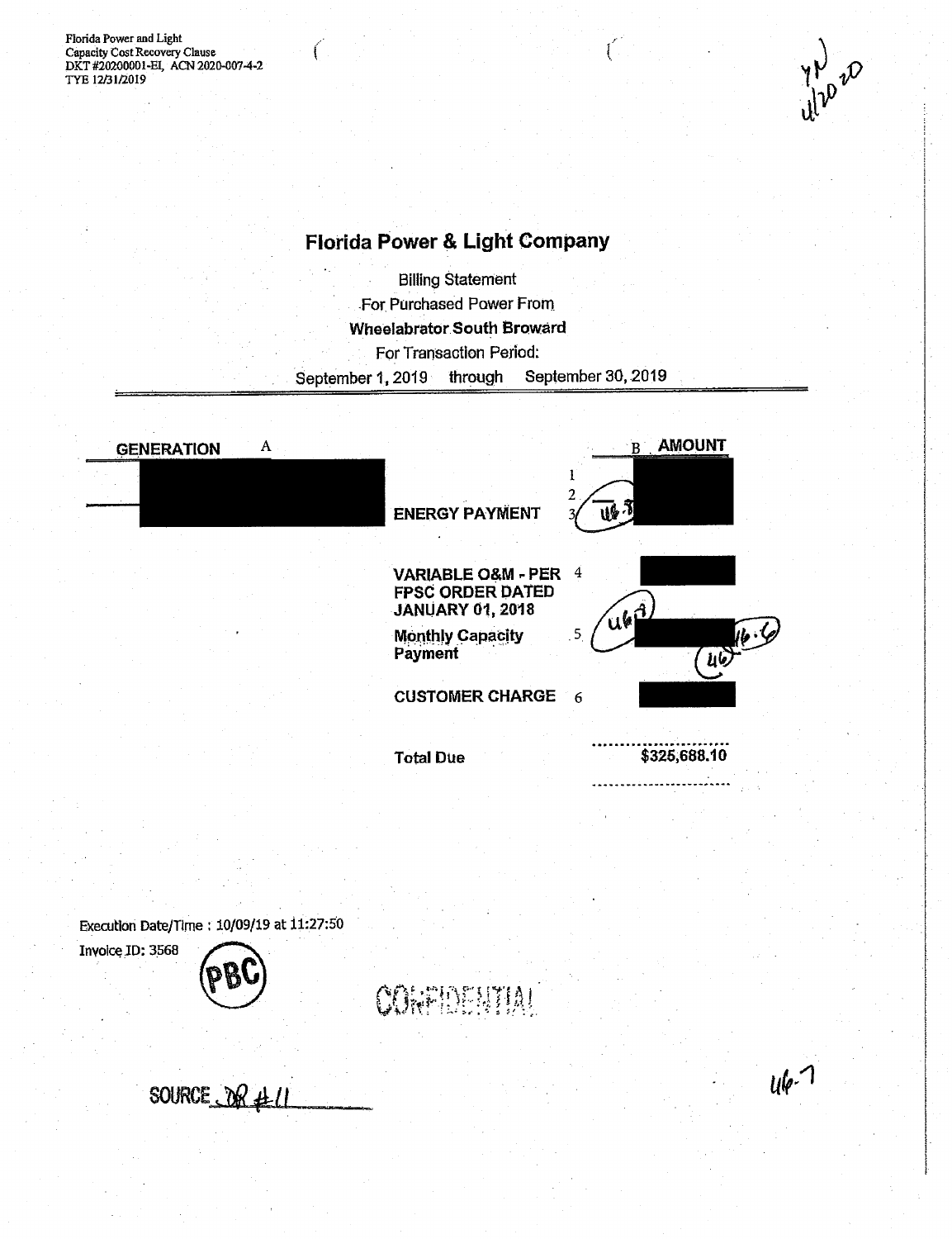Florida Power and Light
Capacity Cost Recovery Clause
DKT #20200001-EI, ACN 2020-007-4-2
TYE 12/31/2019

# Florida Power & Light Company

Billing Statement
For Purchased Power From
**Wheelabrator South Broward**
For Transaction Period:
September 1, 2019 through September 30, 2019

| **GENERATION** A | | B **AMOUNT** |
|---|---|---|
| [REDACTED] | 1 | [REDACTED] |
| | 2 | |
| | **ENERGY PAYMENT** 3 | |
| | **VARIABLE O&M - PER FPSC ORDER DATED JANUARY 01, 2018** 4 | [REDACTED] |
| | **Monthly Capacity Payment** 5 | [REDACTED] |
| | **CUSTOMER CHARGE** 6 | [REDACTED] |
| | **Total Due** | $325,688.10 |

Execution Date/Time : 10/09/19 at 11:27:50
Invoice ID: 3568

PBC

CONFIDENTIAL

SOURCE DR #11

46-7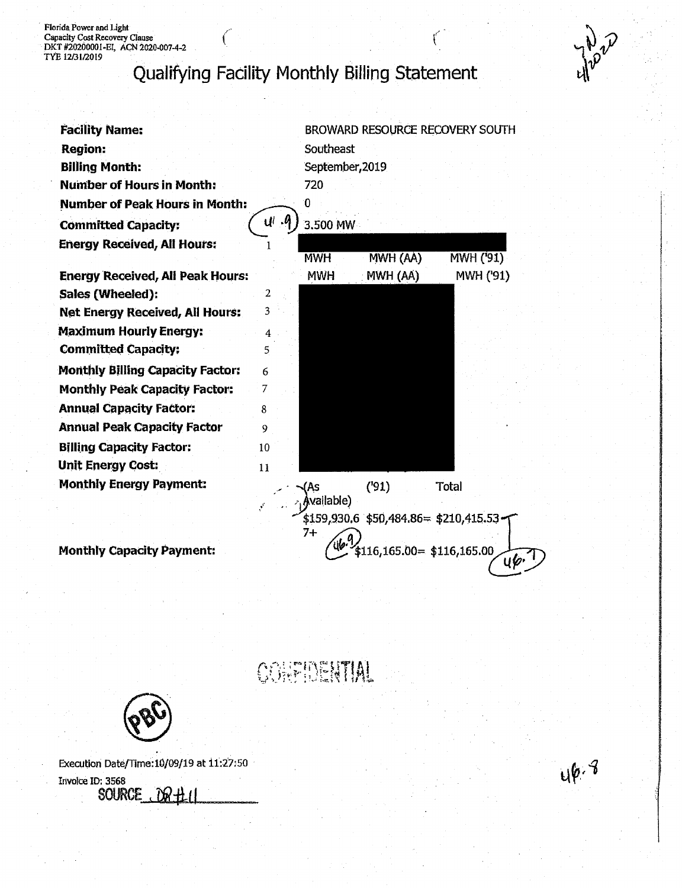Florida Power and Light
Capacity Cost Recovery Clause
DKT #20200001-EI, ACN 2020-007-4-2
TYE 12/31/2019

# Qualifying Facility Monthly Billing Statement

| | | | | |
|---|---|---|---|---|
| **Facility Name:** | | BROWARD RESOURCE RECOVERY SOUTH | | |
| **Region:** | | Southeast | | |
| **Billing Month:** | | September,2019 | | |
| **Number of Hours in Month:** | | 720 | | |
| **Number of Peak Hours in Month:** | | 0 | | |
| **Committed Capacity:** | | 3.500 MW | | |
| **Energy Received, All Hours:** | 1 | MWH | MWH (AA) | MWH ('91) |
| **Energy Received, All Peak Hours:** | | MWH | MWH (AA) | MWH ('91) |
| **Sales (Wheeled):** | 2 | | | |
| **Net Energy Received, All Hours:** | 3 | | | |
| **Maximum Hourly Energy:** | 4 | | | |
| **Committed Capacity:** | 5 | | | |
| **Monthly Billing Capacity Factor:** | 6 | | | |
| **Monthly Peak Capacity Factor:** | 7 | | | |
| **Annual Capacity Factor:** | 8 | | | |
| **Annual Peak Capacity Factor** | 9 | | | |
| **Billing Capacity Factor:** | 10 | | | |
| **Unit Energy Cost:** | 11 | | | |
| **Monthly Energy Payment:** | | (As Available) | ('91) | Total |
| | | $159,930.67+ | $50,484.86= | $210,415.53 |
| **Monthly Capacity Payment:** | | | $116,165.00= | $116,165.00 |

CONFIDENTIAL

Execution Date/Time:10/09/19 at 11:27:50

Invoice ID: 3568

SOURCE DR #11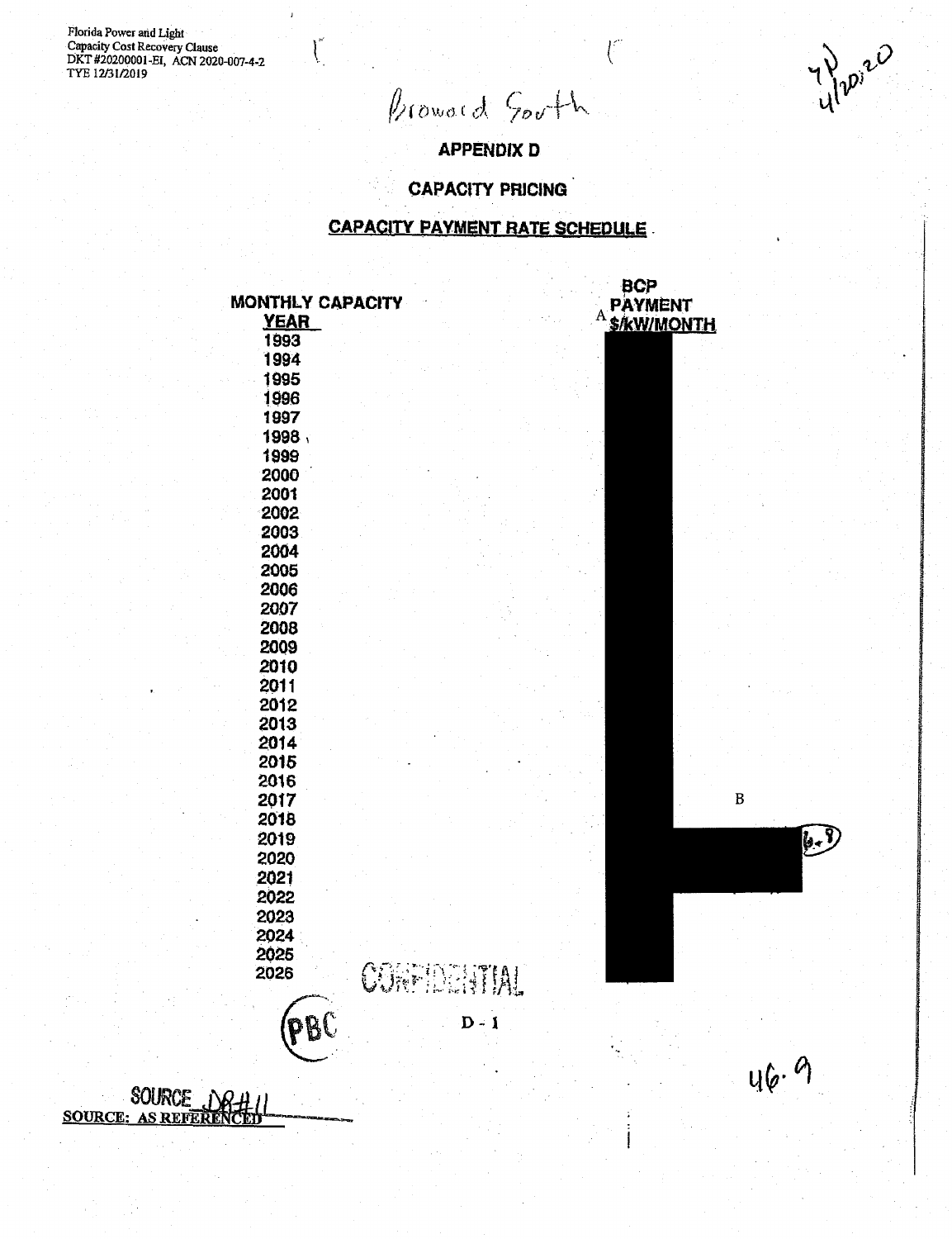Florida Power and Light
Capacity Cost Recovery Clause
DKT #20200001-EI, ACN 2020-007-4-2
TYE 12/31/2019

Broward South

YP 4/20/20

## APPENDIX D

## CAPACITY PRICING

## CAPACITY PAYMENT RATE SCHEDULE

| MONTHLY CAPACITY YEAR | BCP PAYMENT $/kW/MONTH |
|---|---|
| 1993 | |
| 1994 | |
| 1995 | |
| 1996 | |
| 1997 | |
| 1998 | |
| 1999 | |
| 2000 | |
| 2001 | |
| 2002 | |
| 2003 | |
| 2004 | |
| 2005 | |
| 2006 | |
| 2007 | |
| 2008 | |
| 2009 | |
| 2010 | |
| 2011 | |
| 2012 | |
| 2013 | |
| 2014 | |
| 2015 | |
| 2016 | |
| 2017 | |
| 2018 | |
| 2019 | |
| 2020 | |
| 2021 | |
| 2022 | |
| 2023 | |
| 2024 | |
| 2025 | |
| 2026 | |

A B 6.8

CONFIDENTIAL

PBC

D - 1

46.9

SOURCE DR #11
SOURCE: AS REFERENCED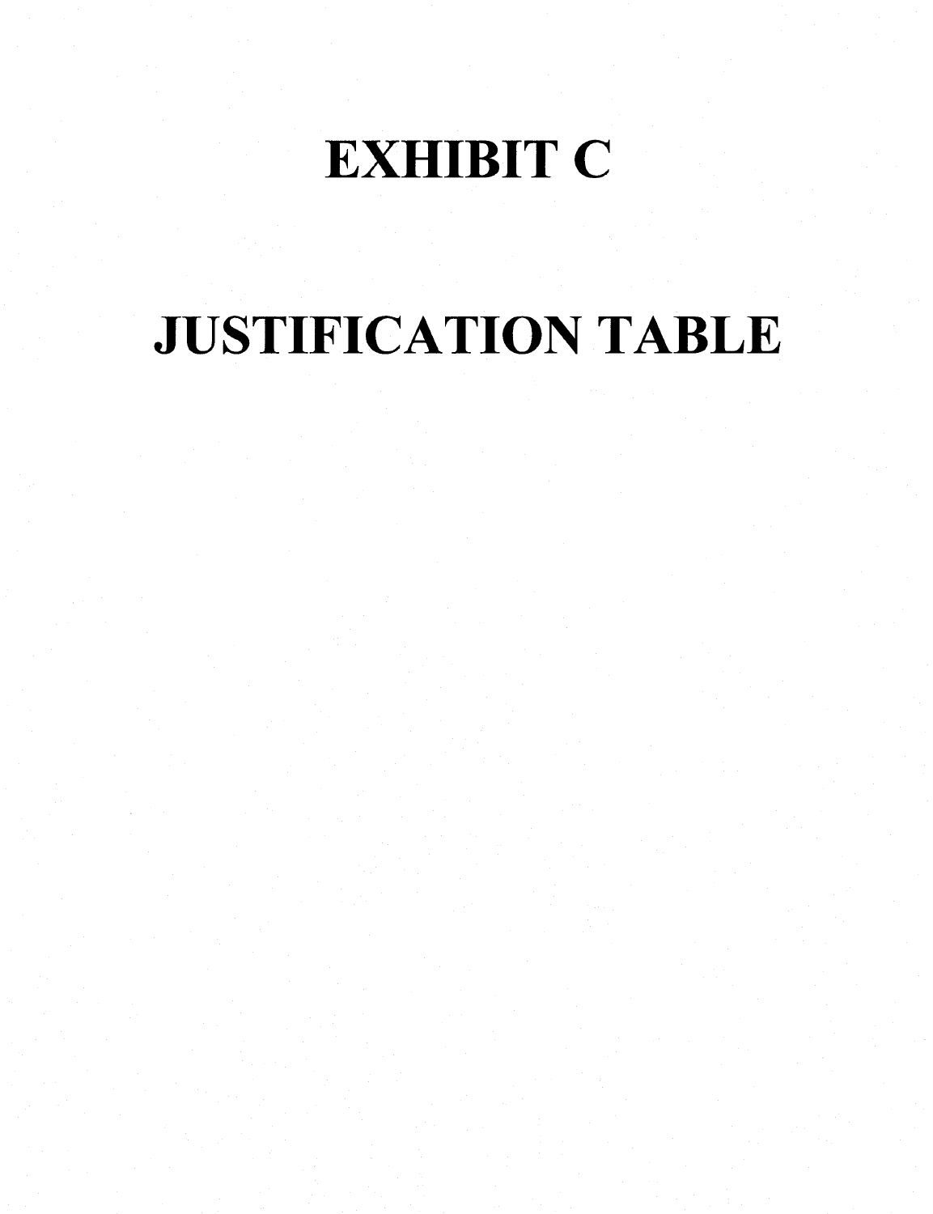# EXHIBIT C

# JUSTIFICATION TABLE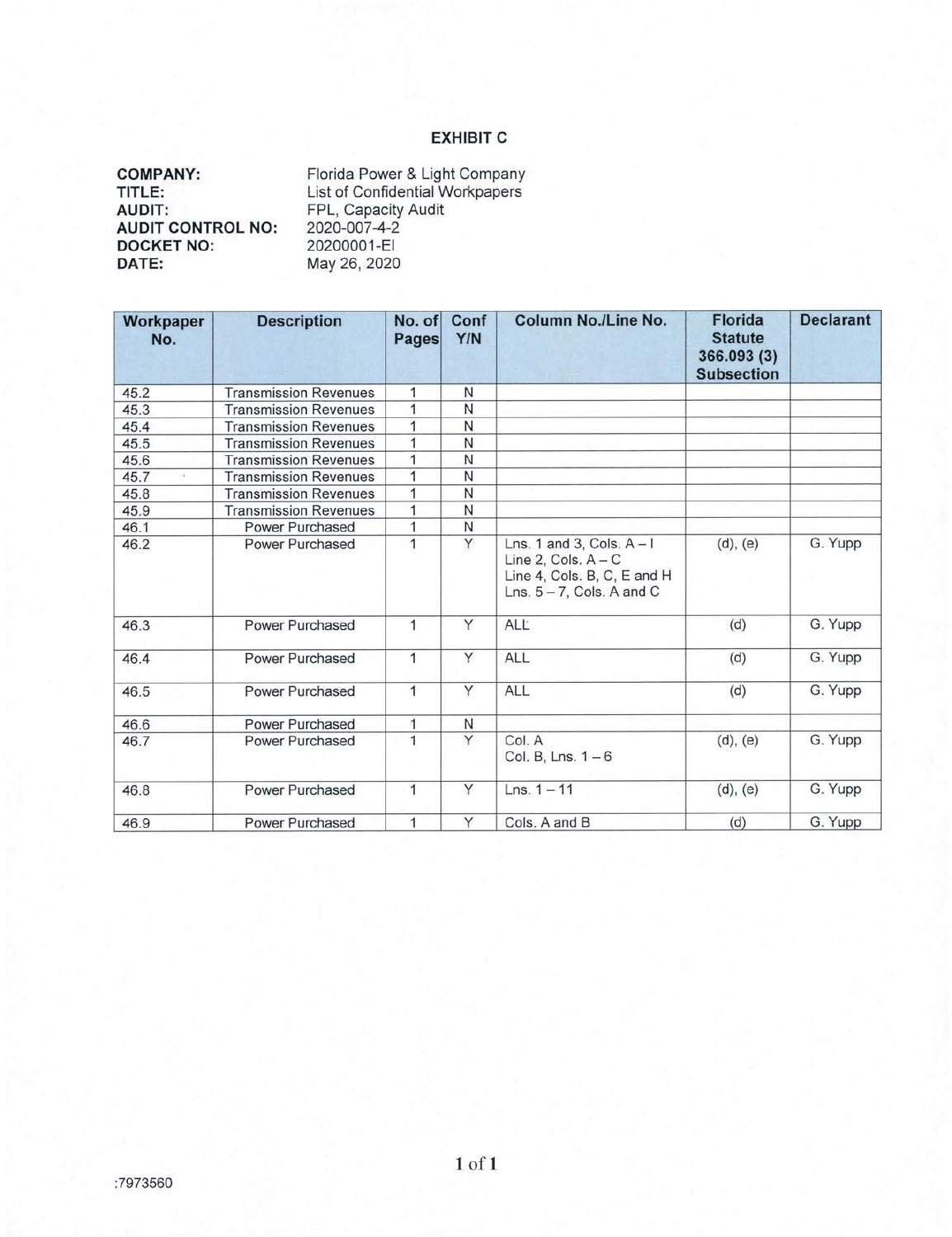# EXHIBIT C

**COMPANY:** Florida Power & Light Company
**TITLE:** List of Confidential Workpapers
**AUDIT:** FPL, Capacity Audit
**AUDIT CONTROL NO:** 2020-007-4-2
**DOCKET NO:** 20200001-EI
**DATE:** May 26, 2020

| Workpaper No. | Description | No. of Pages | Conf Y/N | Column No./Line No. | Florida Statute 366.093 (3) Subsection | Declarant |
|---|---|---|---|---|---|---|
| 45.2 | Transmission Revenues | 1 | N | | | |
| 45.3 | Transmission Revenues | 1 | N | | | |
| 45.4 | Transmission Revenues | 1 | N | | | |
| 45.5 | Transmission Revenues | 1 | N | | | |
| 45.6 | Transmission Revenues | 1 | N | | | |
| 45.7 | Transmission Revenues | 1 | N | | | |
| 45.8 | Transmission Revenues | 1 | N | | | |
| 45.9 | Transmission Revenues | 1 | N | | | |
| 46.1 | Power Purchased | 1 | N | | | |
| 46.2 | Power Purchased | 1 | Y | Lns. 1 and 3, Cols. A – I<br>Line 2, Cols. A – C<br>Line 4, Cols. B, C, E and H<br>Lns. 5 – 7, Cols. A and C | (d), (e) | G. Yupp |
| 46.3 | Power Purchased | 1 | Y | ALL | (d) | G. Yupp |
| 46.4 | Power Purchased | 1 | Y | ALL | (d) | G. Yupp |
| 46.5 | Power Purchased | 1 | Y | ALL | (d) | G. Yupp |
| 46.6 | Power Purchased | 1 | N | | | |
| 46.7 | Power Purchased | 1 | Y | Col. A<br>Col. B, Lns. 1 – 6 | (d), (e) | G. Yupp |
| 46.8 | Power Purchased | 1 | Y | Lns. 1 – 11 | (d), (e) | G. Yupp |
| 46.9 | Power Purchased | 1 | Y | Cols. A and B | (d) | G. Yupp |

:7973560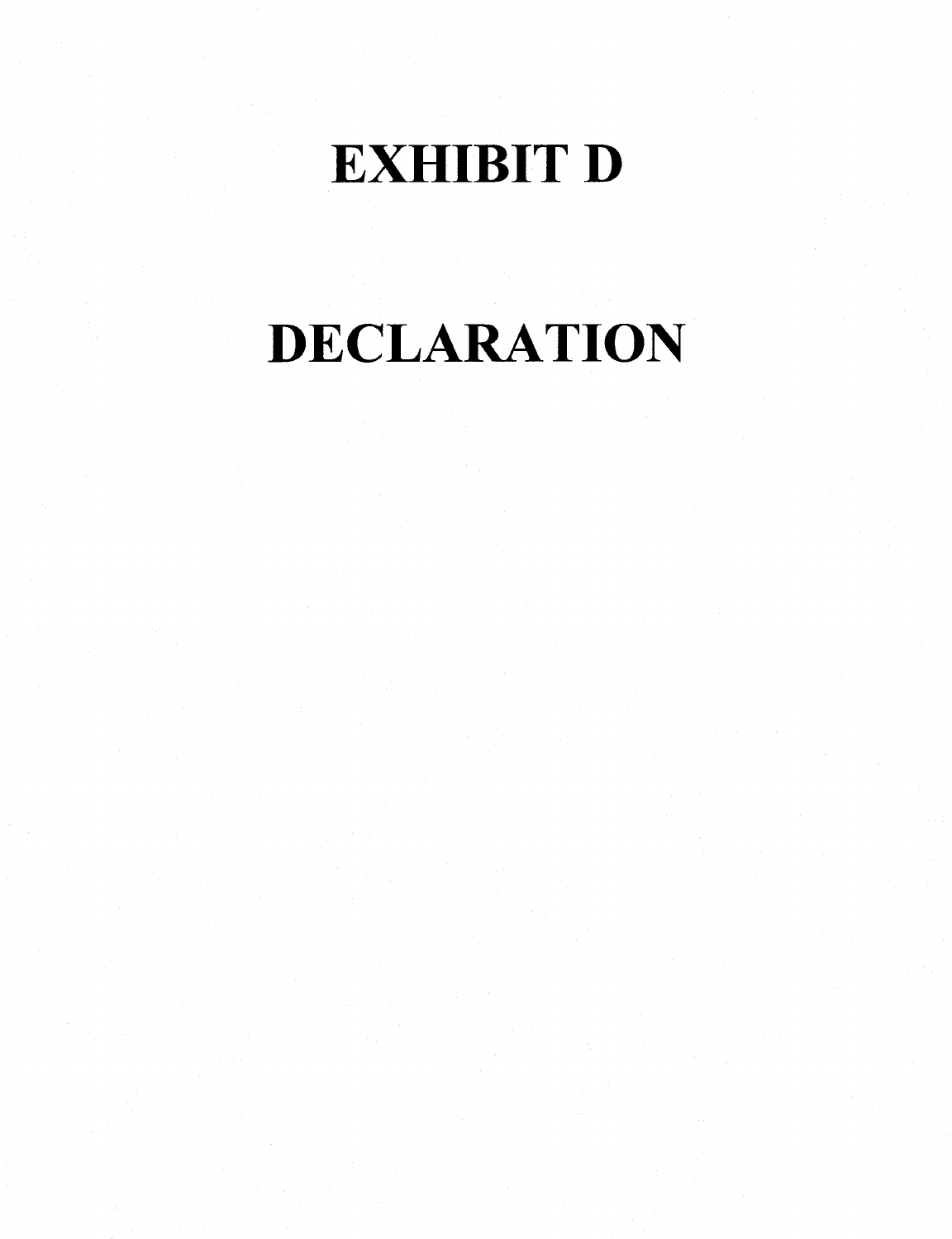# EXHIBIT D

# DECLARATION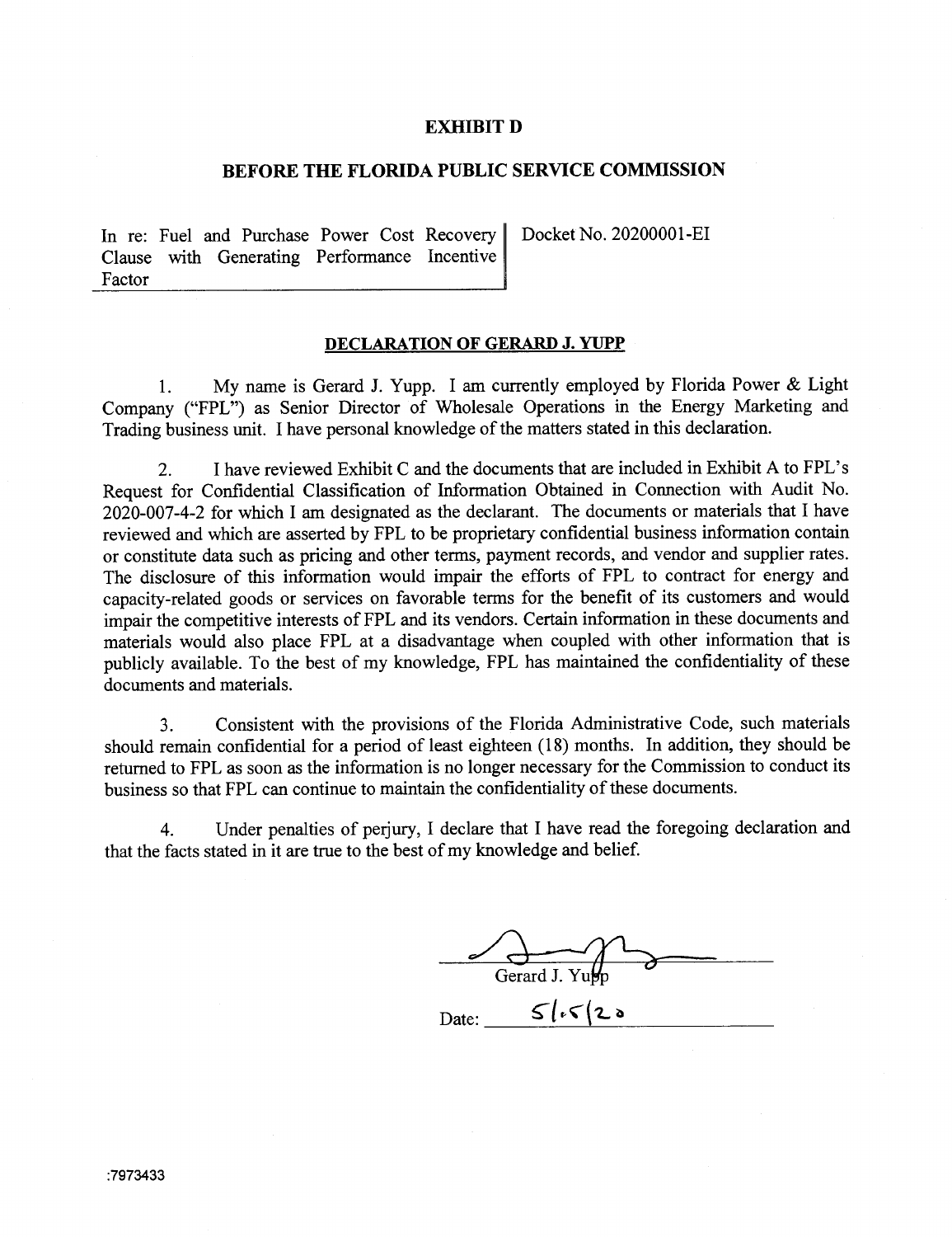**EXHIBIT D**

**BEFORE THE FLORIDA PUBLIC SERVICE COMMISSION**

| | |
|---|---|
| In re: Fuel and Purchase Power Cost Recovery Clause with Generating Performance Incentive Factor | Docket No. 20200001-EI |

**DECLARATION OF GERARD J. YUPP**

1. My name is Gerard J. Yupp. I am currently employed by Florida Power & Light Company ("FPL") as Senior Director of Wholesale Operations in the Energy Marketing and Trading business unit. I have personal knowledge of the matters stated in this declaration.

2. I have reviewed Exhibit C and the documents that are included in Exhibit A to FPL's Request for Confidential Classification of Information Obtained in Connection with Audit No. 2020-007-4-2 for which I am designated as the declarant. The documents or materials that I have reviewed and which are asserted by FPL to be proprietary confidential business information contain or constitute data such as pricing and other terms, payment records, and vendor and supplier rates. The disclosure of this information would impair the efforts of FPL to contract for energy and capacity-related goods or services on favorable terms for the benefit of its customers and would impair the competitive interests of FPL and its vendors. Certain information in these documents and materials would also place FPL at a disadvantage when coupled with other information that is publicly available. To the best of my knowledge, FPL has maintained the confidentiality of these documents and materials.

3. Consistent with the provisions of the Florida Administrative Code, such materials should remain confidential for a period of least eighteen (18) months. In addition, they should be returned to FPL as soon as the information is no longer necessary for the Commission to conduct its business so that FPL can continue to maintain the confidentiality of these documents.

4. Under penalties of perjury, I declare that I have read the foregoing declaration and that the facts stated in it are true to the best of my knowledge and belief.

Gerard J. Yupp

Date: 5/5/20

:7973433